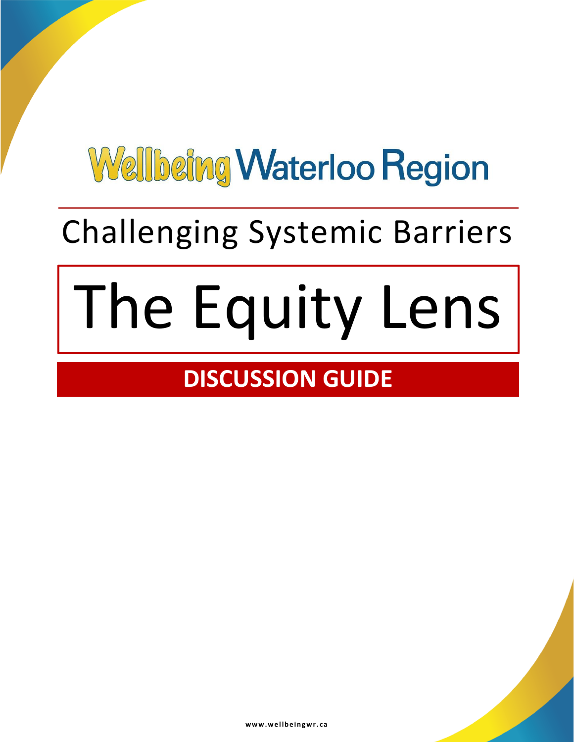# Wellbeing Waterloo Region

## Challenging Systemic Barriers

# The Equity Lens

## DISCUSSION GUIDE

www.wellbeingwr.ca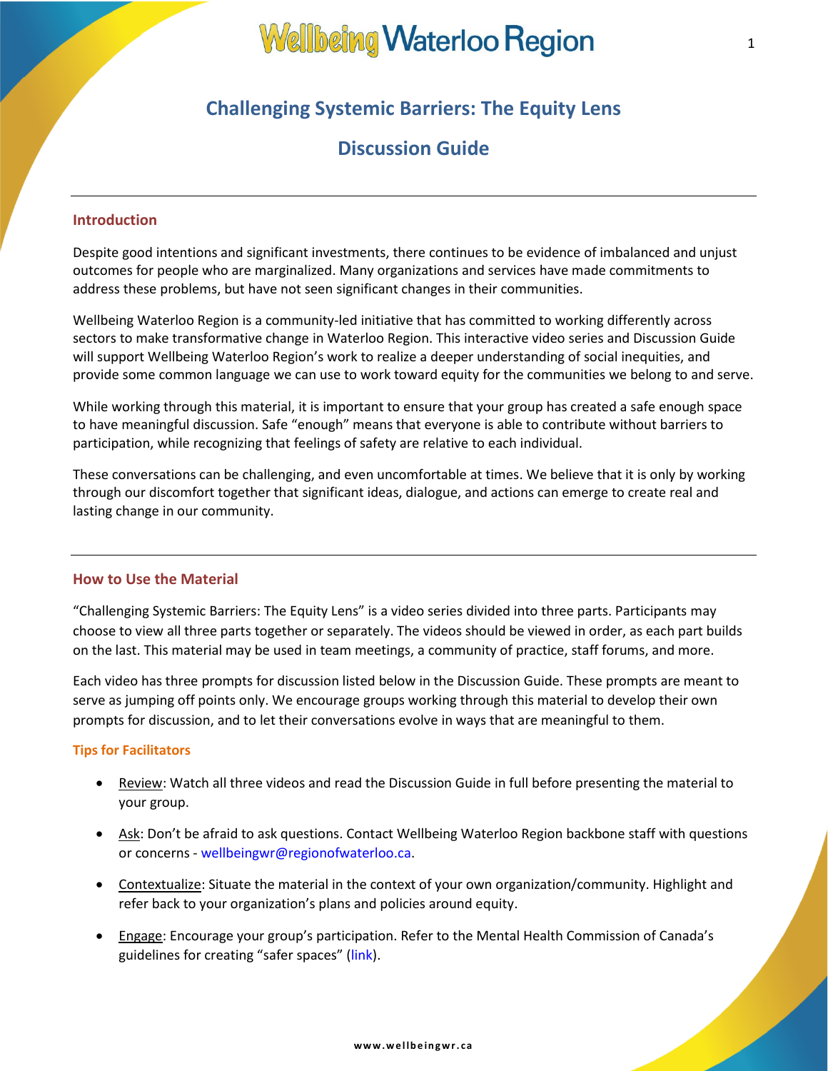# Challenging Systemic Barriers: The Equity Lens

# Discussion Guide

## Introduction

Despite good intentions and significant investments, there continues to be evidence of imbalanced and unjust outcomes for people who are marginalized. Many organizations and services have made commitments to address these problems, but have not seen significant changes in their communities.

Wellbeing Waterloo Region is a community-led initiative that has committed to working differently across sectors to make transformative change in Waterloo Region. This interactive video series and Discussion Guide will support Wellbeing Waterloo Region's work to realize a deeper understanding of social inequities, and provide some common language we can use to work toward equity for the communities we belong to and serve.

While working through this material, it is important to ensure that your group has created a safe enough space to have meaningful discussion. Safe "enough" means that everyone is able to contribute without barriers to participation, while recognizing that feelings of safety are relative to each individual.

These conversations can be challenging, and even uncomfortable at times. We believe that it is only by working through our discomfort together that significant ideas, dialogue, and actions can emerge to create real and lasting change in our community.

## How to Use the Material

"Challenging Systemic Barriers: The Equity Lens" is a video series divided into three parts. Participants may choose to view all three parts together or separately. The videos should be viewed in order, as each part builds on the last. This material may be used in team meetings, a community of practice, staff forums, and more.

Each video has three prompts for discussion listed below in the Discussion Guide. These prompts are meant to serve as jumping off points only. We encourage groups working through this material to develop their own prompts for discussion, and to let their conversations evolve in ways that are meaningful to them.

### Tips for Facilitators

- Review: Watch all three videos and read the Discussion Guide in full before presenting the material to your group.
- Ask: Don't be afraid to ask questions. Contact Wellbeing Waterloo Region backbone staff with questions or concerns - wellbeingwr@regionofwaterloo.ca.
- Contextualize: Situate the material in the context of your own organization/community. Highlight and refer back to your organization's plans and policies around equity.
- Engage: Encourage your group's participation. Refer to the Mental Health Commission of Canada's guidelines for creating "safer spaces" (link).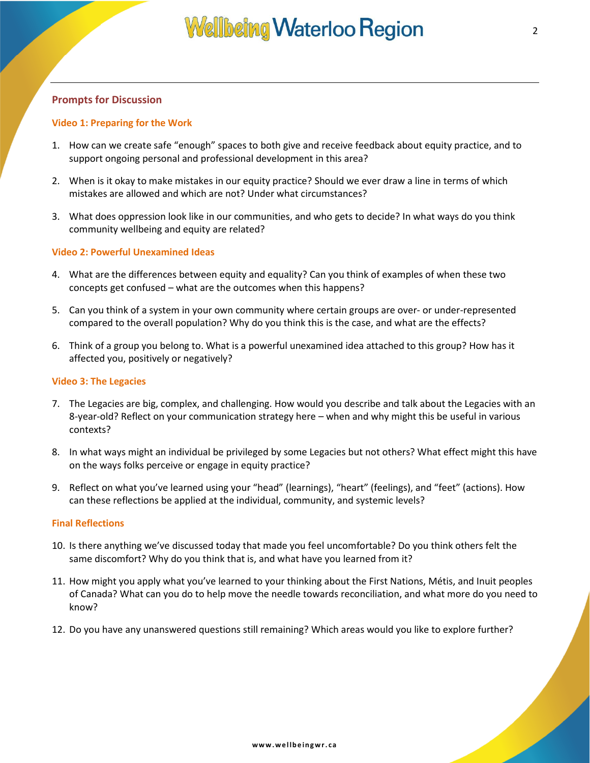## Prompts for Discussion

### Video 1: Preparing for the Work

1. How can we create safe "enough" spaces to both give and receive feedback about equity practice, and to support ongoing personal and professional development in this area?
2. When is it okay to make mistakes in our equity practice? Should we ever draw a line in terms of which mistakes are allowed and which are not? Under what circumstances?
3. What does oppression look like in our communities, and who gets to decide? In what ways do you think community wellbeing and equity are related?

### Video 2: Powerful Unexamined Ideas

4. What are the differences between equity and equality? Can you think of examples of when these two concepts get confused – what are the outcomes when this happens?
5. Can you think of a system in your own community where certain groups are over- or under-represented compared to the overall population? Why do you think this is the case, and what are the effects?
6. Think of a group you belong to. What is a powerful unexamined idea attached to this group? How has it affected you, positively or negatively?

### Video 3: The Legacies

7. The Legacies are big, complex, and challenging. How would you describe and talk about the Legacies with an 8-year-old? Reflect on your communication strategy here – when and why might this be useful in various contexts?
8. In what ways might an individual be privileged by some Legacies but not others? What effect might this have on the ways folks perceive or engage in equity practice?
9. Reflect on what you've learned using your "head" (learnings), "heart" (feelings), and "feet" (actions). How can these reflections be applied at the individual, community, and systemic levels?

### Final Reflections

10. Is there anything we've discussed today that made you feel uncomfortable? Do you think others felt the same discomfort? Why do you think that is, and what have you learned from it?
11. How might you apply what you've learned to your thinking about the First Nations, Métis, and Inuit peoples of Canada? What can you do to help move the needle towards reconciliation, and what more do you need to know?
12. Do you have any unanswered questions still remaining? Which areas would you like to explore further?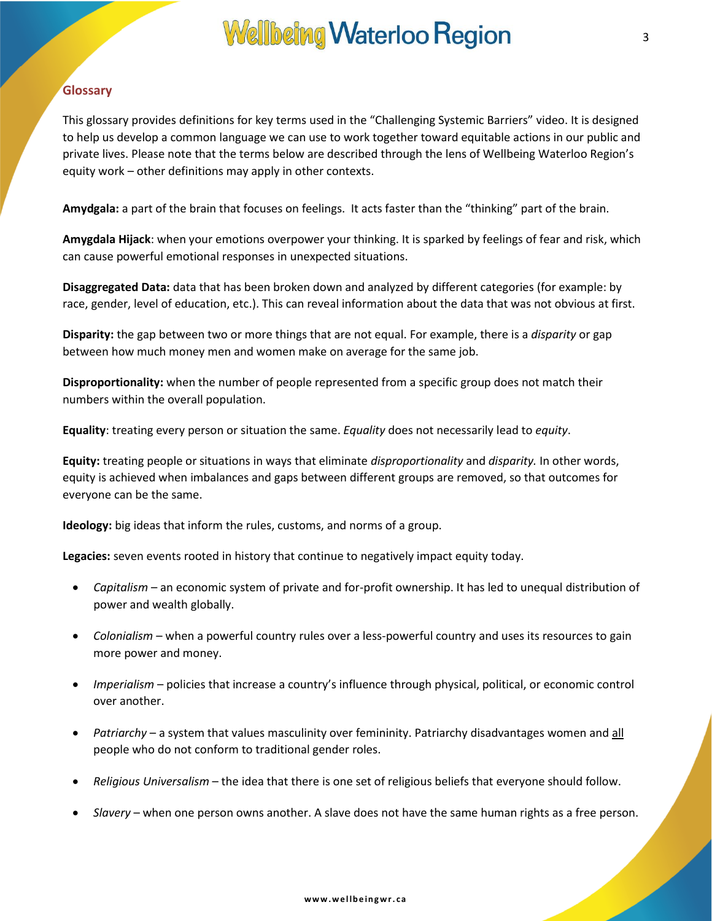## Glossary

This glossary provides definitions for key terms used in the "Challenging Systemic Barriers" video. It is designed to help us develop a common language we can use to work together toward equitable actions in our public and private lives. Please note that the terms below are described through the lens of Wellbeing Waterloo Region's equity work – other definitions may apply in other contexts.

**Amygdala:** a part of the brain that focuses on feelings. It acts faster than the "thinking" part of the brain.

**Amygdala Hijack**: when your emotions overpower your thinking. It is sparked by feelings of fear and risk, which can cause powerful emotional responses in unexpected situations.

**Disaggregated Data:** data that has been broken down and analyzed by different categories (for example: by race, gender, level of education, etc.). This can reveal information about the data that was not obvious at first.

**Disparity:** the gap between two or more things that are not equal. For example, there is a *disparity* or gap between how much money men and women make on average for the same job.

**Disproportionality:** when the number of people represented from a specific group does not match their numbers within the overall population.

**Equality**: treating every person or situation the same. *Equality* does not necessarily lead to *equity*.

**Equity:** treating people or situations in ways that eliminate *disproportionality* and *disparity.* In other words, equity is achieved when imbalances and gaps between different groups are removed, so that outcomes for everyone can be the same.

**Ideology:** big ideas that inform the rules, customs, and norms of a group.

**Legacies:** seven events rooted in history that continue to negatively impact equity today.

- *Capitalism* – an economic system of private and for-profit ownership. It has led to unequal distribution of power and wealth globally.
- *Colonialism* – when a powerful country rules over a less-powerful country and uses its resources to gain more power and money.
- *Imperialism* – policies that increase a country's influence through physical, political, or economic control over another.
- *Patriarchy* – a system that values masculinity over femininity. Patriarchy disadvantages women and <u>all</u> people who do not conform to traditional gender roles.
- *Religious Universalism* – the idea that there is one set of religious beliefs that everyone should follow.
- *Slavery* – when one person owns another. A slave does not have the same human rights as a free person.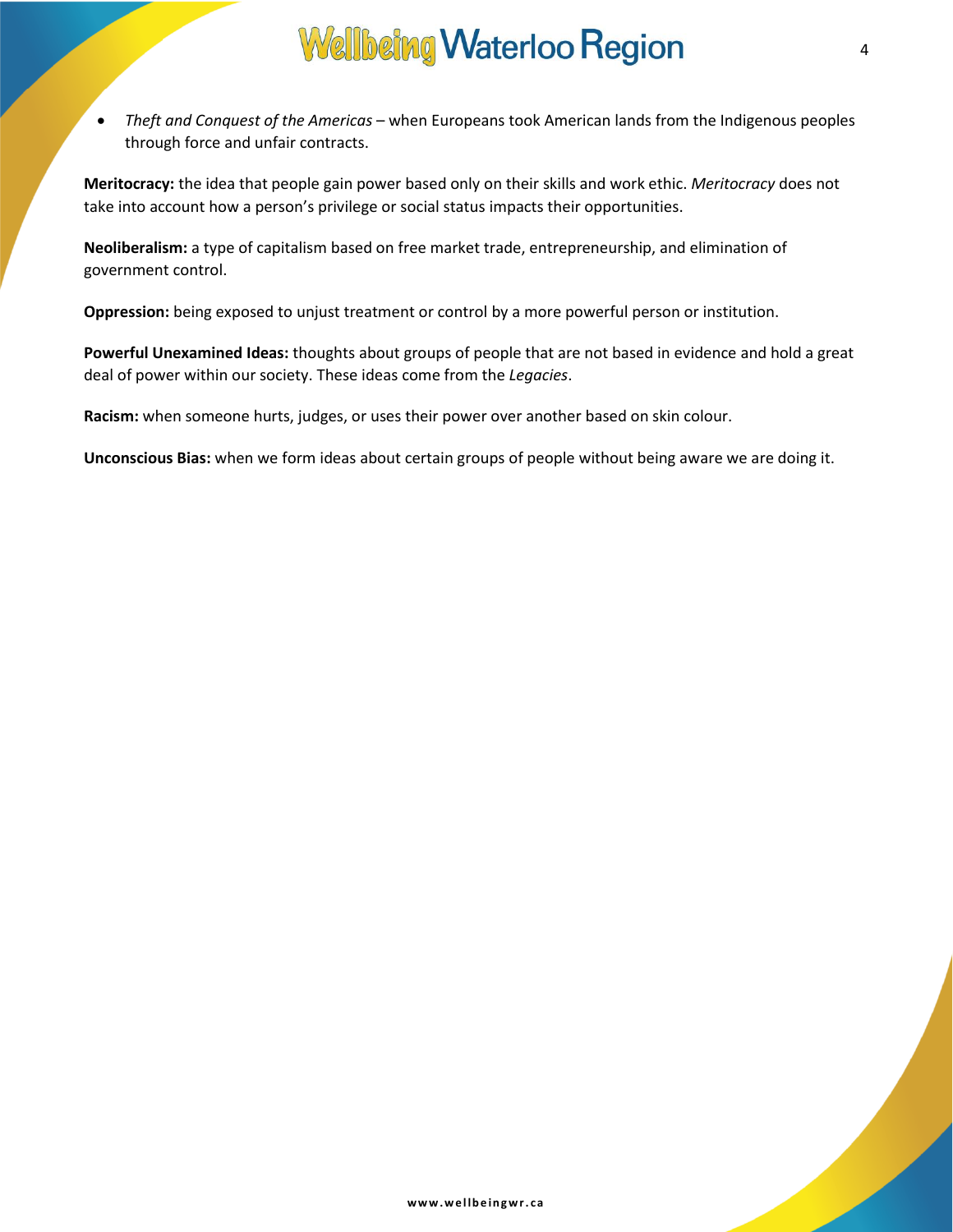- *Theft and Conquest of the Americas* – when Europeans took American lands from the Indigenous peoples through force and unfair contracts.

**Meritocracy:** the idea that people gain power based only on their skills and work ethic. *Meritocracy* does not take into account how a person's privilege or social status impacts their opportunities.

**Neoliberalism:** a type of capitalism based on free market trade, entrepreneurship, and elimination of government control.

**Oppression:** being exposed to unjust treatment or control by a more powerful person or institution.

**Powerful Unexamined Ideas:** thoughts about groups of people that are not based in evidence and hold a great deal of power within our society. These ideas come from the *Legacies*.

**Racism:** when someone hurts, judges, or uses their power over another based on skin colour.

**Unconscious Bias:** when we form ideas about certain groups of people without being aware we are doing it.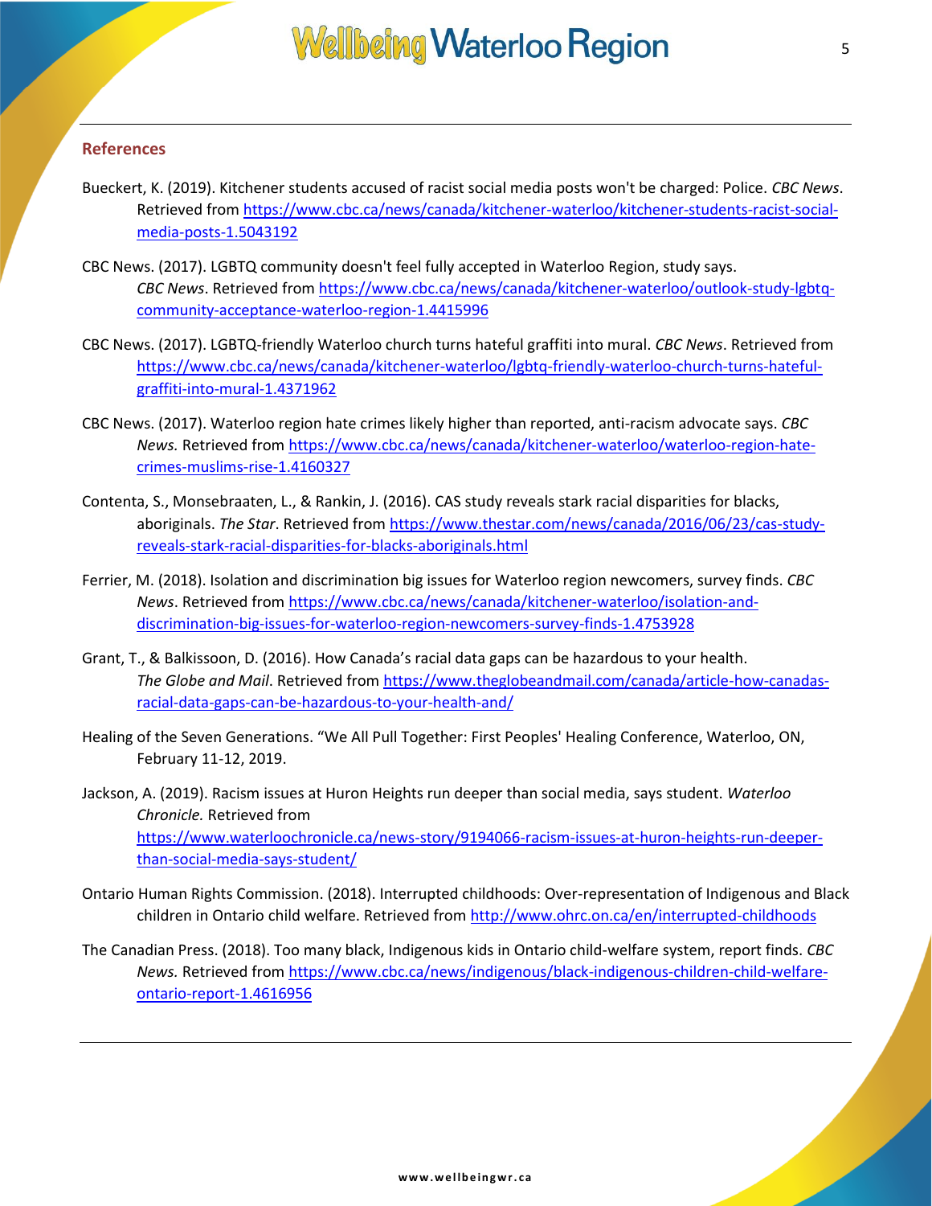## References

Bueckert, K. (2019). Kitchener students accused of racist social media posts won't be charged: Police. *CBC News*. Retrieved from https://www.cbc.ca/news/canada/kitchener-waterloo/kitchener-students-racist-social-media-posts-1.5043192

CBC News. (2017). LGBTQ community doesn't feel fully accepted in Waterloo Region, study says. *CBC News*. Retrieved from https://www.cbc.ca/news/canada/kitchener-waterloo/outlook-study-lgbtq-community-acceptance-waterloo-region-1.4415996

CBC News. (2017). LGBTQ-friendly Waterloo church turns hateful graffiti into mural. *CBC News*. Retrieved from https://www.cbc.ca/news/canada/kitchener-waterloo/lgbtq-friendly-waterloo-church-turns-hateful-graffiti-into-mural-1.4371962

CBC News. (2017). Waterloo region hate crimes likely higher than reported, anti-racism advocate says. *CBC News.* Retrieved from https://www.cbc.ca/news/canada/kitchener-waterloo/waterloo-region-hate-crimes-muslims-rise-1.4160327

Contenta, S., Monsebraaten, L., & Rankin, J. (2016). CAS study reveals stark racial disparities for blacks, aboriginals. *The Star*. Retrieved from https://www.thestar.com/news/canada/2016/06/23/cas-study-reveals-stark-racial-disparities-for-blacks-aboriginals.html

Ferrier, M. (2018). Isolation and discrimination big issues for Waterloo region newcomers, survey finds. *CBC News*. Retrieved from https://www.cbc.ca/news/canada/kitchener-waterloo/isolation-and-discrimination-big-issues-for-waterloo-region-newcomers-survey-finds-1.4753928

Grant, T., & Balkissoon, D. (2016). How Canada's racial data gaps can be hazardous to your health. *The Globe and Mail*. Retrieved from https://www.theglobeandmail.com/canada/article-how-canadas-racial-data-gaps-can-be-hazardous-to-your-health-and/

Healing of the Seven Generations. "We All Pull Together: First Peoples' Healing Conference, Waterloo, ON, February 11-12, 2019.

Jackson, A. (2019). Racism issues at Huron Heights run deeper than social media, says student. *Waterloo Chronicle.* Retrieved from https://www.waterloochronicle.ca/news-story/9194066-racism-issues-at-huron-heights-run-deeper-than-social-media-says-student/

Ontario Human Rights Commission. (2018). Interrupted childhoods: Over-representation of Indigenous and Black children in Ontario child welfare. Retrieved from http://www.ohrc.on.ca/en/interrupted-childhoods

The Canadian Press. (2018). Too many black, Indigenous kids in Ontario child-welfare system, report finds. *CBC News.* Retrieved from https://www.cbc.ca/news/indigenous/black-indigenous-children-child-welfare-ontario-report-1.4616956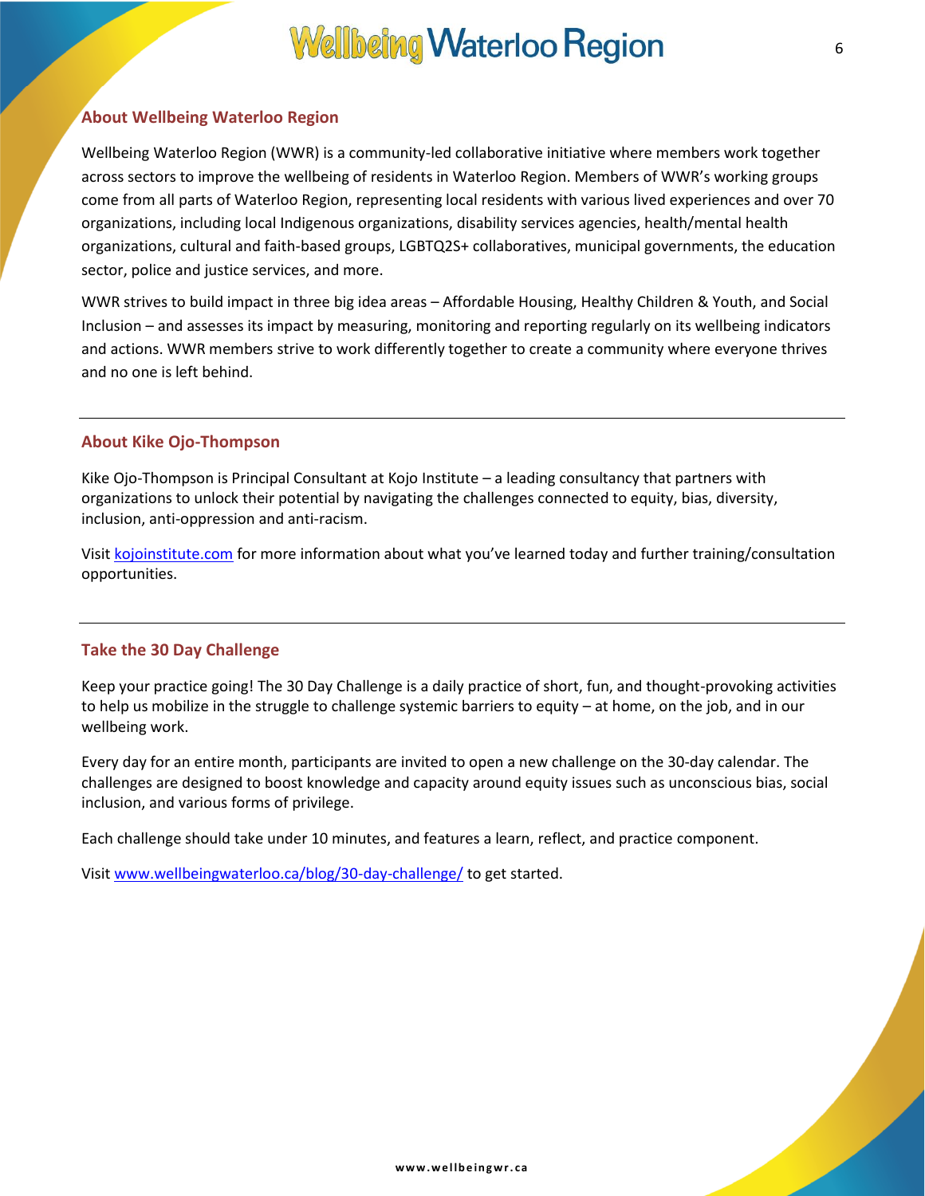## About Wellbeing Waterloo Region

Wellbeing Waterloo Region (WWR) is a community-led collaborative initiative where members work together across sectors to improve the wellbeing of residents in Waterloo Region. Members of WWR's working groups come from all parts of Waterloo Region, representing local residents with various lived experiences and over 70 organizations, including local Indigenous organizations, disability services agencies, health/mental health organizations, cultural and faith-based groups, LGBTQ2S+ collaboratives, municipal governments, the education sector, police and justice services, and more.

WWR strives to build impact in three big idea areas – Affordable Housing, Healthy Children & Youth, and Social Inclusion – and assesses its impact by measuring, monitoring and reporting regularly on its wellbeing indicators and actions. WWR members strive to work differently together to create a community where everyone thrives and no one is left behind.

---

## About Kike Ojo-Thompson

Kike Ojo-Thompson is Principal Consultant at Kojo Institute – a leading consultancy that partners with organizations to unlock their potential by navigating the challenges connected to equity, bias, diversity, inclusion, anti-oppression and anti-racism.

Visit [kojoinstitute.com](kojoinstitute.com) for more information about what you've learned today and further training/consultation opportunities.

---

## Take the 30 Day Challenge

Keep your practice going! The 30 Day Challenge is a daily practice of short, fun, and thought-provoking activities to help us mobilize in the struggle to challenge systemic barriers to equity – at home, on the job, and in our wellbeing work.

Every day for an entire month, participants are invited to open a new challenge on the 30-day calendar. The challenges are designed to boost knowledge and capacity around equity issues such as unconscious bias, social inclusion, and various forms of privilege.

Each challenge should take under 10 minutes, and features a learn, reflect, and practice component.

Visit [www.wellbeingwaterloo.ca/blog/30-day-challenge/](www.wellbeingwaterloo.ca/blog/30-day-challenge/) to get started.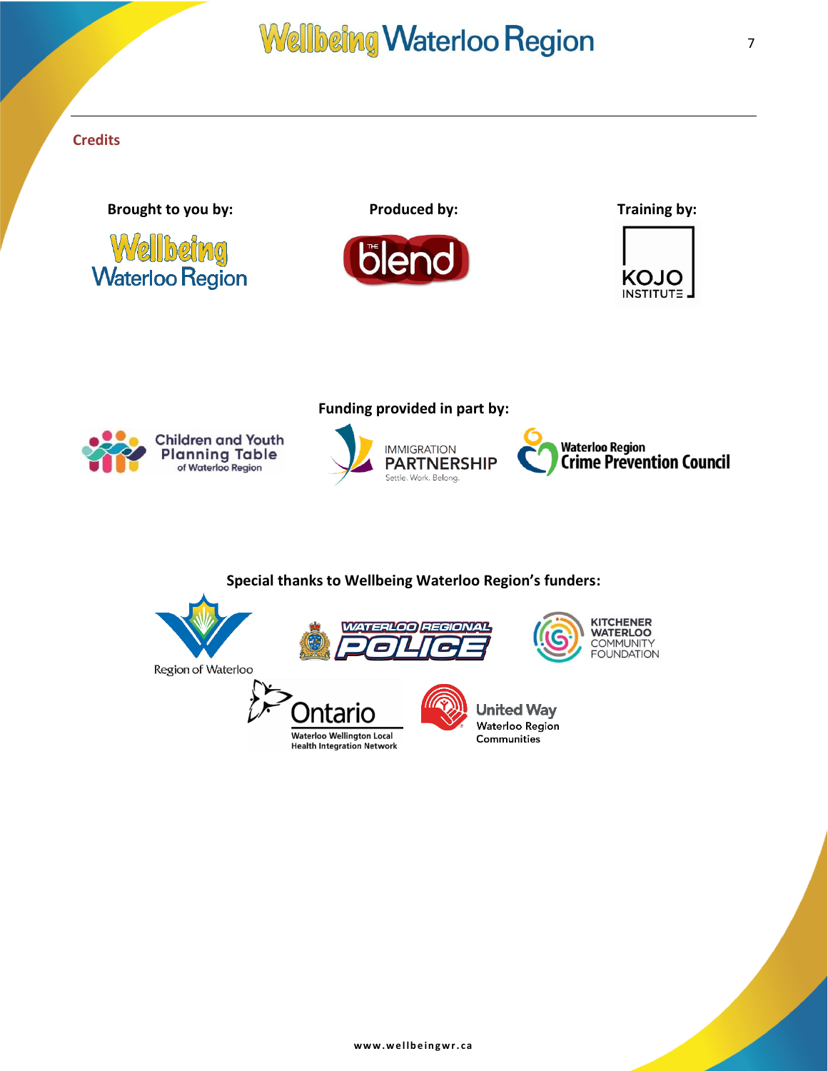## Credits

**Brought to you by:**

Wellbeing Waterloo Region

**Produced by:**

The blend

**Training by:**

KOJO INSTITUTE

**Funding provided in part by:**

Children and Youth Planning Table of Waterloo Region

Immigration Partnership — Settle. Work. Belong.

Waterloo Region Crime Prevention Council

**Special thanks to Wellbeing Waterloo Region's funders:**

Region of Waterloo

Waterloo Regional Police

Kitchener Waterloo Community Foundation

Ontario — Waterloo Wellington Local Health Integration Network

United Way Waterloo Region Communities

www.wellbeingwr.ca